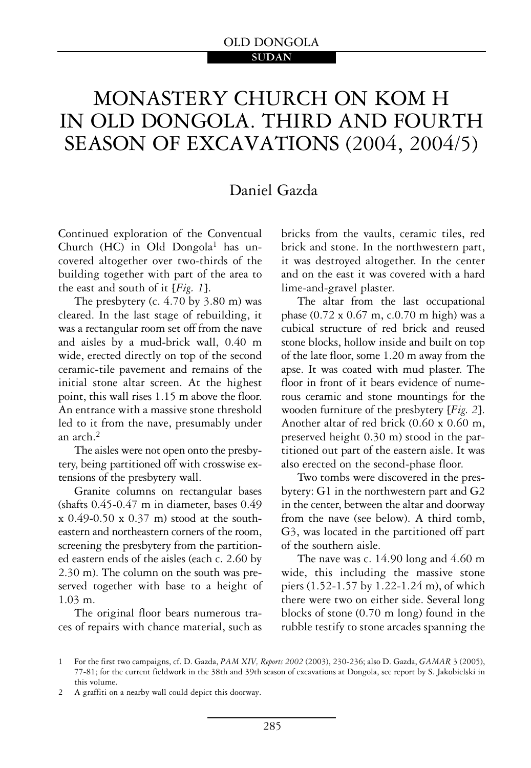# MONASTERY CHURCH ON KOM H IN OLD DONGOLA. THIRD AND FOURTH SEASON OF EXCAVATIONS (2004, 2004/5)

Daniel Gazda

Continued exploration of the Conventual Church (HC) in Old Dongola[1] has uncovered altogether over two-thirds of the building together with part of the area to the east and south of it [*Fig. 1*].

The presbytery (c. 4.70 by 3.80 m) was cleared. In the last stage of rebuilding, it was a rectangular room set off from the nave and aisles by a mud-brick wall, 0.40 m wide, erected directly on top of the second ceramic-tile pavement and remains of the initial stone altar screen. At the highest point, this wall rises 1.15 m above the floor. An entrance with a massive stone threshold led to it from the nave, presumably under an arch.[2]

The aisles were not open onto the presbytery, being partitioned off with crosswise extensions of the presbytery wall.

Granite columns on rectangular bases (shafts 0.45-0.47 m in diameter, bases 0.49 x 0.49-0.50 x 0.37 m) stood at the southeastern and northeastern corners of the room, screening the presbytery from the partitioned eastern ends of the aisles (each c. 2.60 by 2.30 m). The column on the south was preserved together with base to a height of 1.03 m.

The original floor bears numerous traces of repairs with chance material, such as bricks from the vaults, ceramic tiles, red brick and stone. In the northwestern part, it was destroyed altogether. In the center and on the east it was covered with a hard lime-and-gravel plaster.

The altar from the last occupational phase (0.72 x 0.67 m, c.0.70 m high) was a cubical structure of red brick and reused stone blocks, hollow inside and built on top of the late floor, some 1.20 m away from the apse. It was coated with mud plaster. The floor in front of it bears evidence of numerous ceramic and stone mountings for the wooden furniture of the presbytery [*Fig. 2*]. Another altar of red brick (0.60 x 0.60 m, preserved height 0.30 m) stood in the partitioned out part of the eastern aisle. It was also erected on the second-phase floor.

Two tombs were discovered in the presbytery: G1 in the northwestern part and G2 in the center, between the altar and doorway from the nave (see below). A third tomb, G3, was located in the partitioned off part of the southern aisle.

The nave was c. 14.90 long and 4.60 m wide, this including the massive stone piers (1.52-1.57 by 1.22-1.24 m), of which there were two on either side. Several long blocks of stone (0.70 m long) found in the rubble testify to stone arcades spanning the

---

1 For the first two campaigns, cf. D. Gazda, *PAM XIV, Reports 2002* (2003), 230-236; also D. Gazda, *GAMAR* 3 (2005), 77-81; for the current fieldwork in the 38th and 39th season of excavations at Dongola, see report by S. Jakobielski in this volume.

2 A graffiti on a nearby wall could depict this doorway.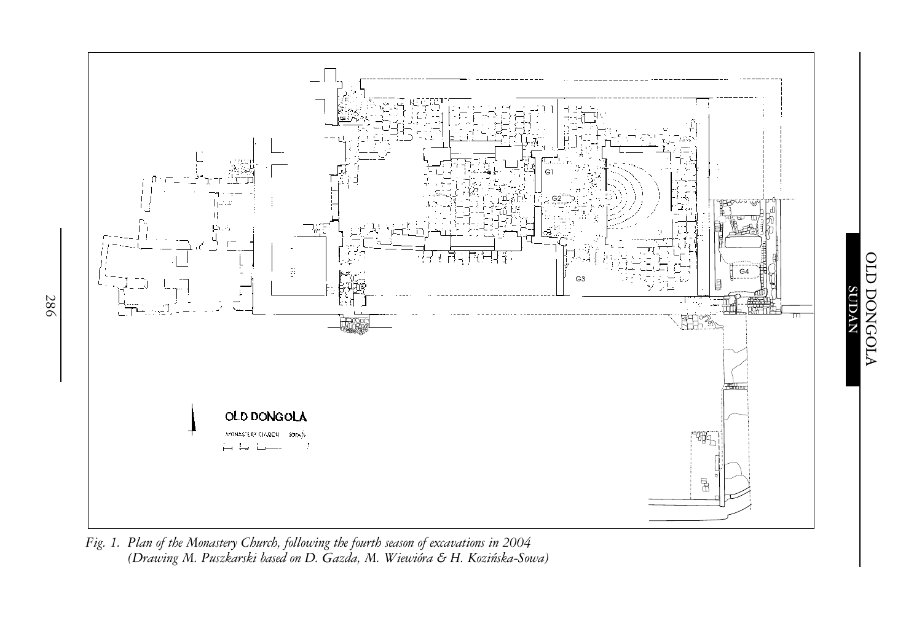Fig. 1. Plan of the Monastery Church, following the fourth season of excavations in 2004 (Drawing M. Puszkarski based on D. Gazda, M. Wiewióra & H. Kozińska-Sowa)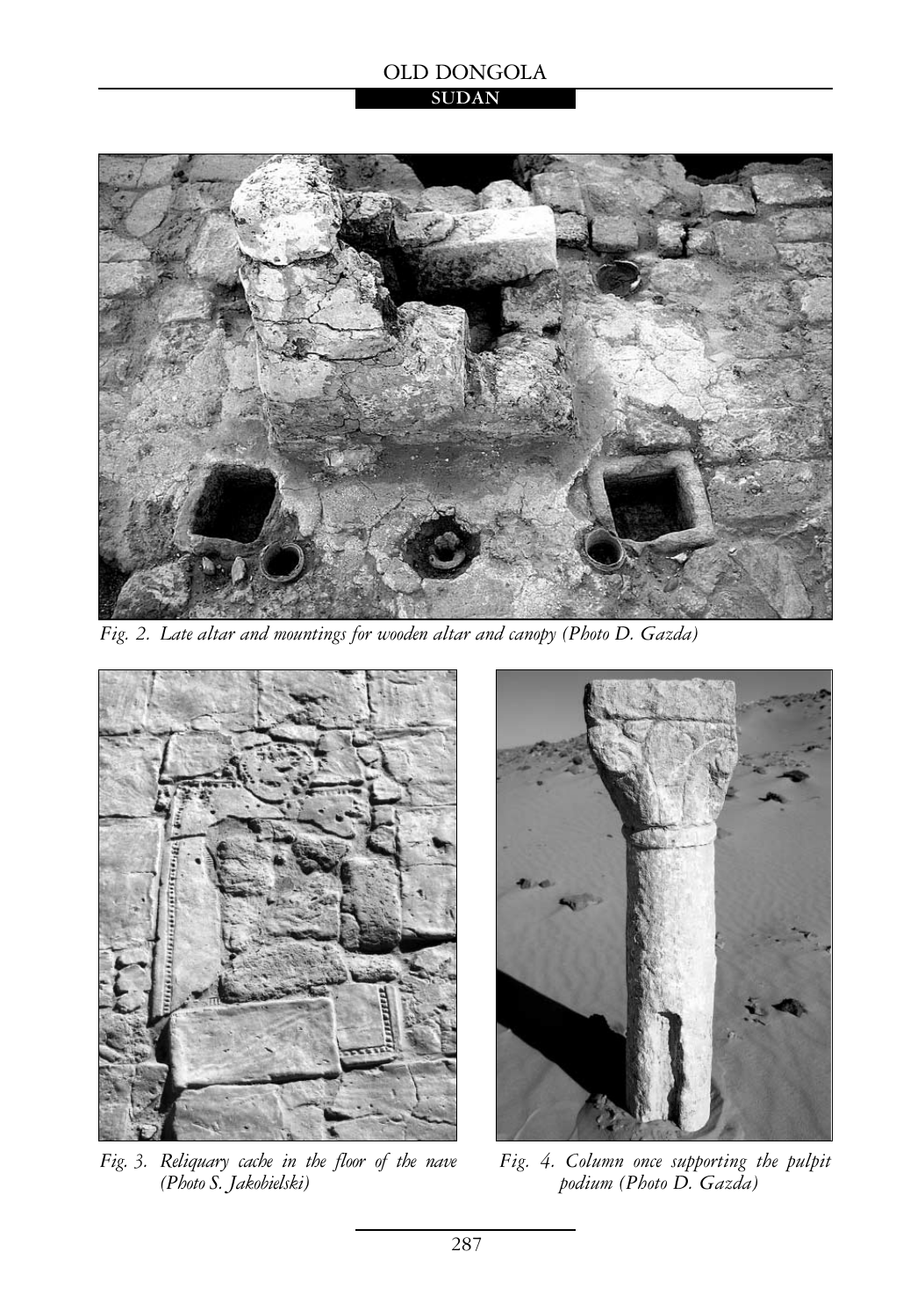*Fig. 2. Late altar and mountings for wooden altar and canopy (Photo D. Gazda)*

*Fig. 3. Reliquary cache in the floor of the nave (Photo S. Jakobielski)*

*Fig. 4. Column once supporting the pulpit podium (Photo D. Gazda)*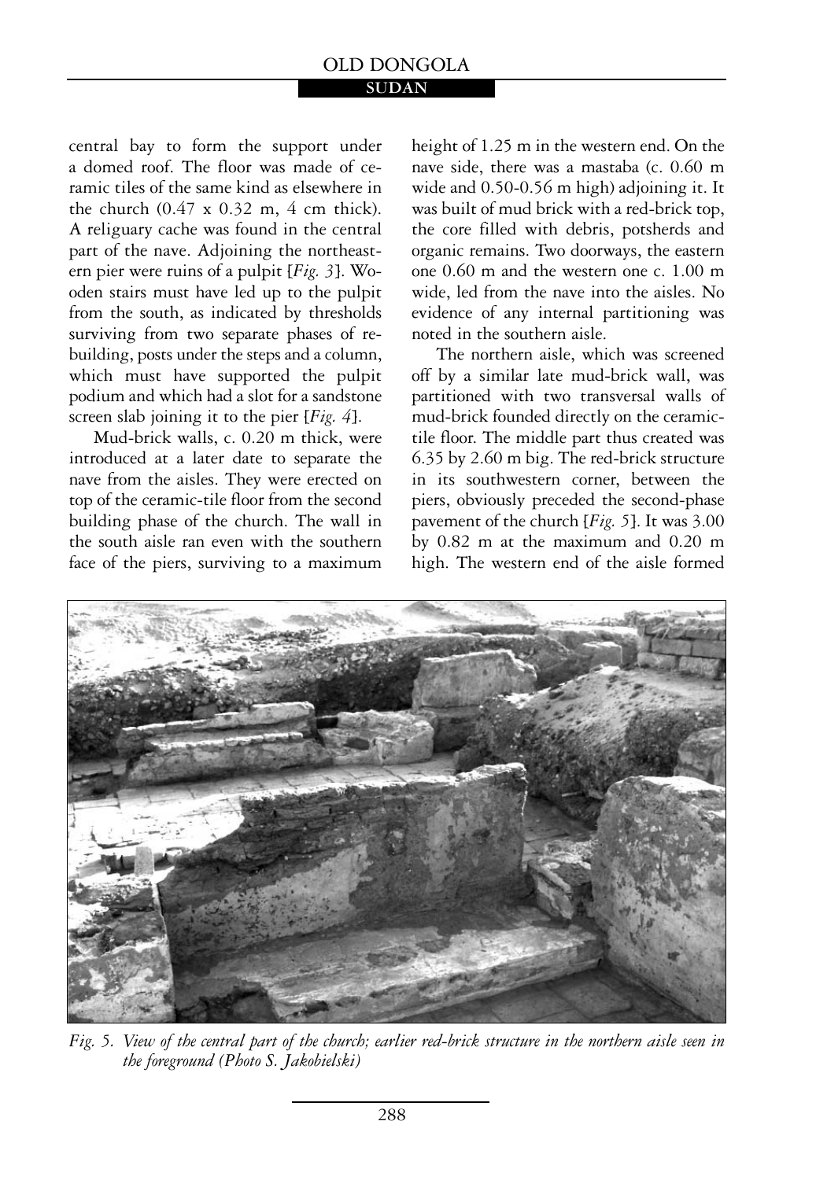central bay to form the support under a domed roof. The floor was made of ceramic tiles of the same kind as elsewhere in the church (0.47 x 0.32 m, 4 cm thick). A reliquary cache was found in the central part of the nave. Adjoining the northeastern pier were ruins of a pulpit [*Fig. 3*]. Wooden stairs must have led up to the pulpit from the south, as indicated by thresholds surviving from two separate phases of rebuilding, posts under the steps and a column, which must have supported the pulpit podium and which had a slot for a sandstone screen slab joining it to the pier [*Fig. 4*].

Mud-brick walls, c. 0.20 m thick, were introduced at a later date to separate the nave from the aisles. They were erected on top of the ceramic-tile floor from the second building phase of the church. The wall in the south aisle ran even with the southern face of the piers, surviving to a maximum height of 1.25 m in the western end. On the nave side, there was a mastaba (c. 0.60 m wide and 0.50-0.56 m high) adjoining it. It was built of mud brick with a red-brick top, the core filled with debris, potsherds and organic remains. Two doorways, the eastern one 0.60 m and the western one c. 1.00 m wide, led from the nave into the aisles. No evidence of any internal partitioning was noted in the southern aisle.

The northern aisle, which was screened off by a similar late mud-brick wall, was partitioned with two transversal walls of mud-brick founded directly on the ceramic-tile floor. The middle part thus created was 6.35 by 2.60 m big. The red-brick structure in its southwestern corner, between the piers, obviously preceded the second-phase pavement of the church [*Fig. 5*]. It was 3.00 by 0.82 m at the maximum and 0.20 m high. The western end of the aisle formed

*Fig. 5. View of the central part of the church; earlier red-brick structure in the northern aisle seen in the foreground (Photo S. Jakobielski)*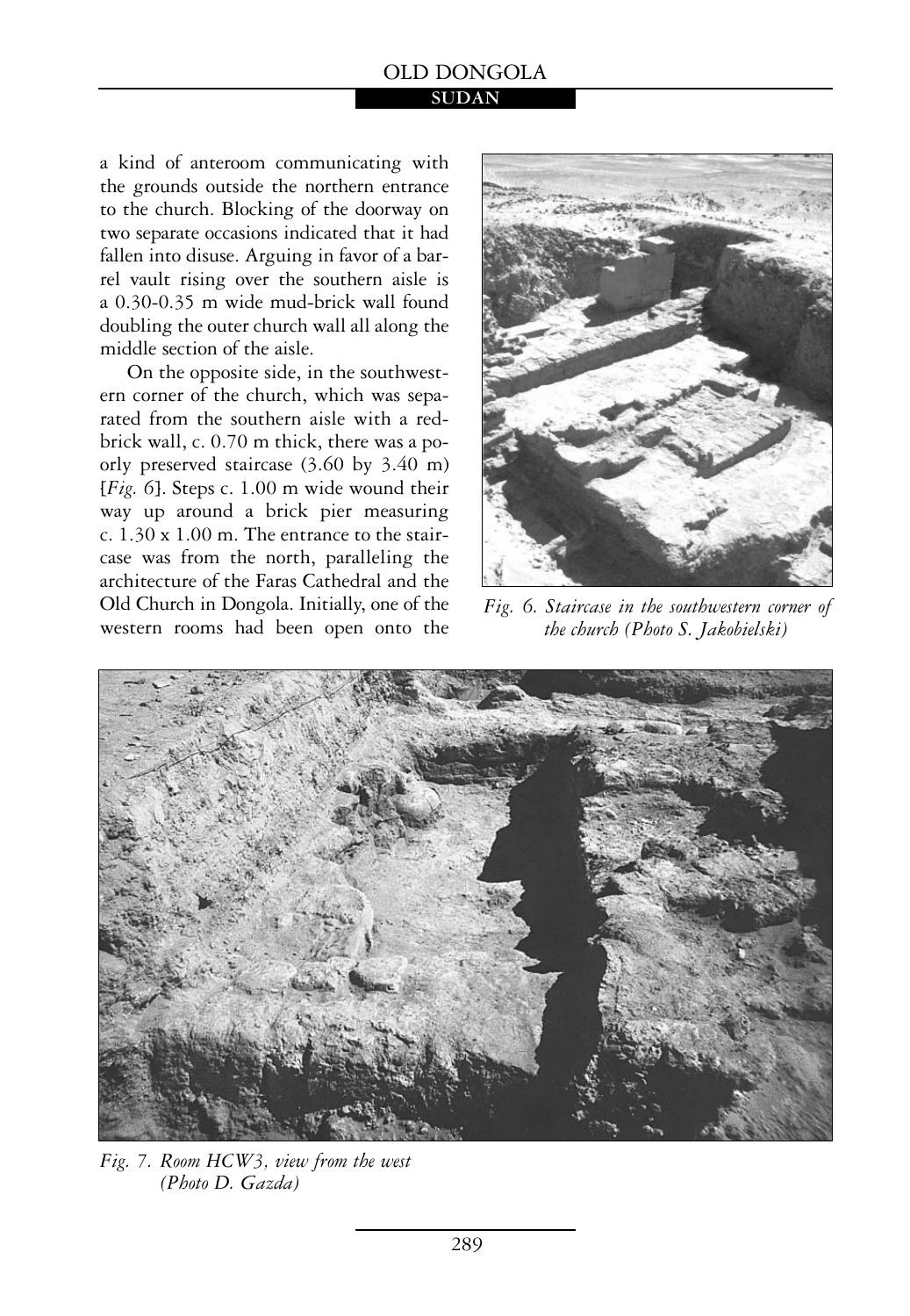a kind of anteroom communicating with the grounds outside the northern entrance to the church. Blocking of the doorway on two separate occasions indicated that it had fallen into disuse. Arguing in favor of a barrel vault rising over the southern aisle is a 0.30-0.35 m wide mud-brick wall found doubling the outer church wall all along the middle section of the aisle.

On the opposite side, in the southwestern corner of the church, which was separated from the southern aisle with a red-brick wall, c. 0.70 m thick, there was a poorly preserved staircase (3.60 by 3.40 m) [*Fig. 6*]. Steps c. 1.00 m wide wound their way up around a brick pier measuring c. 1.30 x 1.00 m. The entrance to the staircase was from the north, paralleling the architecture of the Faras Cathedral and the Old Church in Dongola. Initially, one of the western rooms had been open onto the

*Fig. 6. Staircase in the southwestern corner of the church (Photo S. Jakobielski)*

*Fig. 7. Room HCW3, view from the west (Photo D. Gazda)*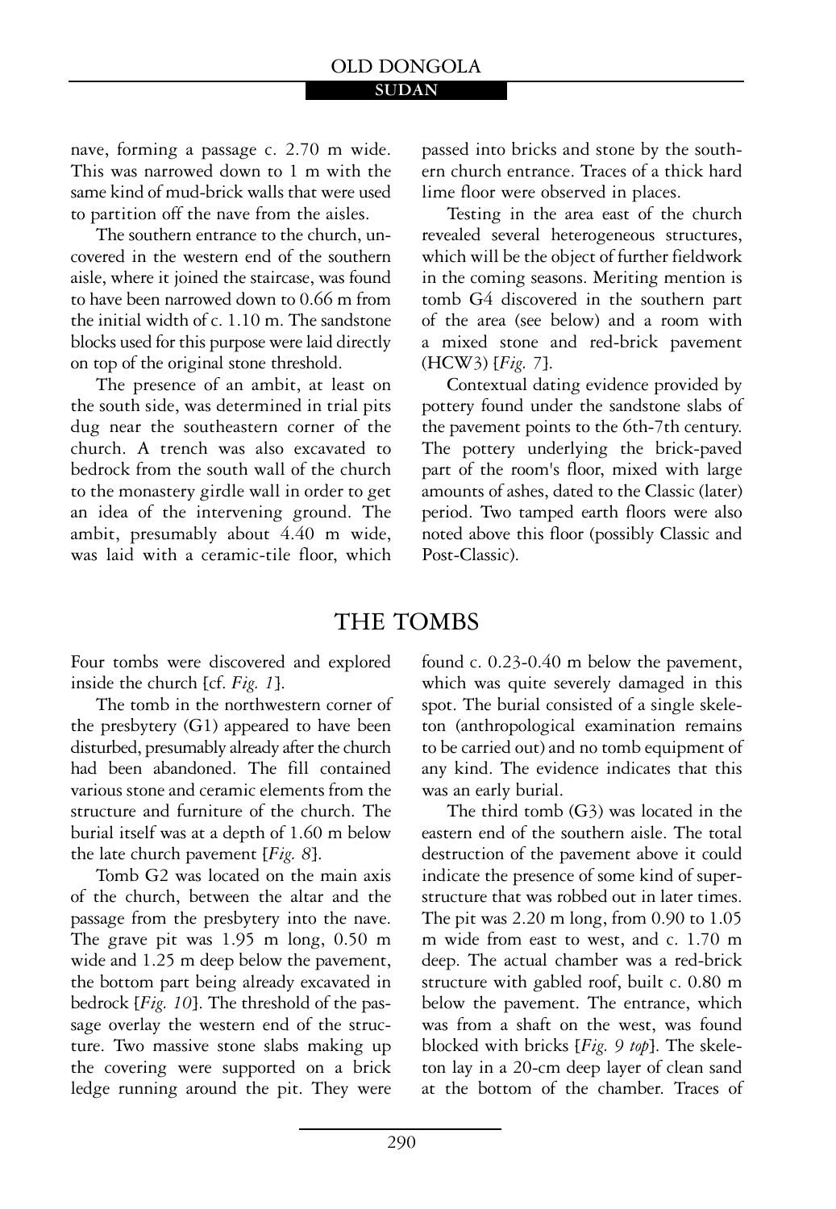nave, forming a passage c. 2.70 m wide. This was narrowed down to 1 m with the same kind of mud-brick walls that were used to partition off the nave from the aisles.

The southern entrance to the church, uncovered in the western end of the southern aisle, where it joined the staircase, was found to have been narrowed down to 0.66 m from the initial width of c. 1.10 m. The sandstone blocks used for this purpose were laid directly on top of the original stone threshold.

The presence of an ambit, at least on the south side, was determined in trial pits dug near the southeastern corner of the church. A trench was also excavated to bedrock from the south wall of the church to the monastery girdle wall in order to get an idea of the intervening ground. The ambit, presumably about 4.40 m wide, was laid with a ceramic-tile floor, which passed into bricks and stone by the southern church entrance. Traces of a thick hard lime floor were observed in places.

Testing in the area east of the church revealed several heterogeneous structures, which will be the object of further fieldwork in the coming seasons. Meriting mention is tomb G4 discovered in the southern part of the area (see below) and a room with a mixed stone and red-brick pavement (HCW3) [*Fig. 7*].

Contextual dating evidence provided by pottery found under the sandstone slabs of the pavement points to the 6th-7th century. The pottery underlying the brick-paved part of the room's floor, mixed with large amounts of ashes, dated to the Classic (later) period. Two tamped earth floors were also noted above this floor (possibly Classic and Post-Classic).

## THE TOMBS

Four tombs were discovered and explored inside the church [cf. *Fig. 1*].

The tomb in the northwestern corner of the presbytery (G1) appeared to have been disturbed, presumably already after the church had been abandoned. The fill contained various stone and ceramic elements from the structure and furniture of the church. The burial itself was at a depth of 1.60 m below the late church pavement [*Fig. 8*].

Tomb G2 was located on the main axis of the church, between the altar and the passage from the presbytery into the nave. The grave pit was 1.95 m long, 0.50 m wide and 1.25 m deep below the pavement, the bottom part being already excavated in bedrock [*Fig. 10*]. The threshold of the passage overlay the western end of the structure. Two massive stone slabs making up the covering were supported on a brick ledge running around the pit. They were found c. 0.23-0.40 m below the pavement, which was quite severely damaged in this spot. The burial consisted of a single skeleton (anthropological examination remains to be carried out) and no tomb equipment of any kind. The evidence indicates that this was an early burial.

The third tomb (G3) was located in the eastern end of the southern aisle. The total destruction of the pavement above it could indicate the presence of some kind of superstructure that was robbed out in later times. The pit was 2.20 m long, from 0.90 to 1.05 m wide from east to west, and c. 1.70 m deep. The actual chamber was a red-brick structure with gabled roof, built c. 0.80 m below the pavement. The entrance, which was from a shaft on the west, was found blocked with bricks [*Fig. 9 top*]. The skeleton lay in a 20-cm deep layer of clean sand at the bottom of the chamber. Traces of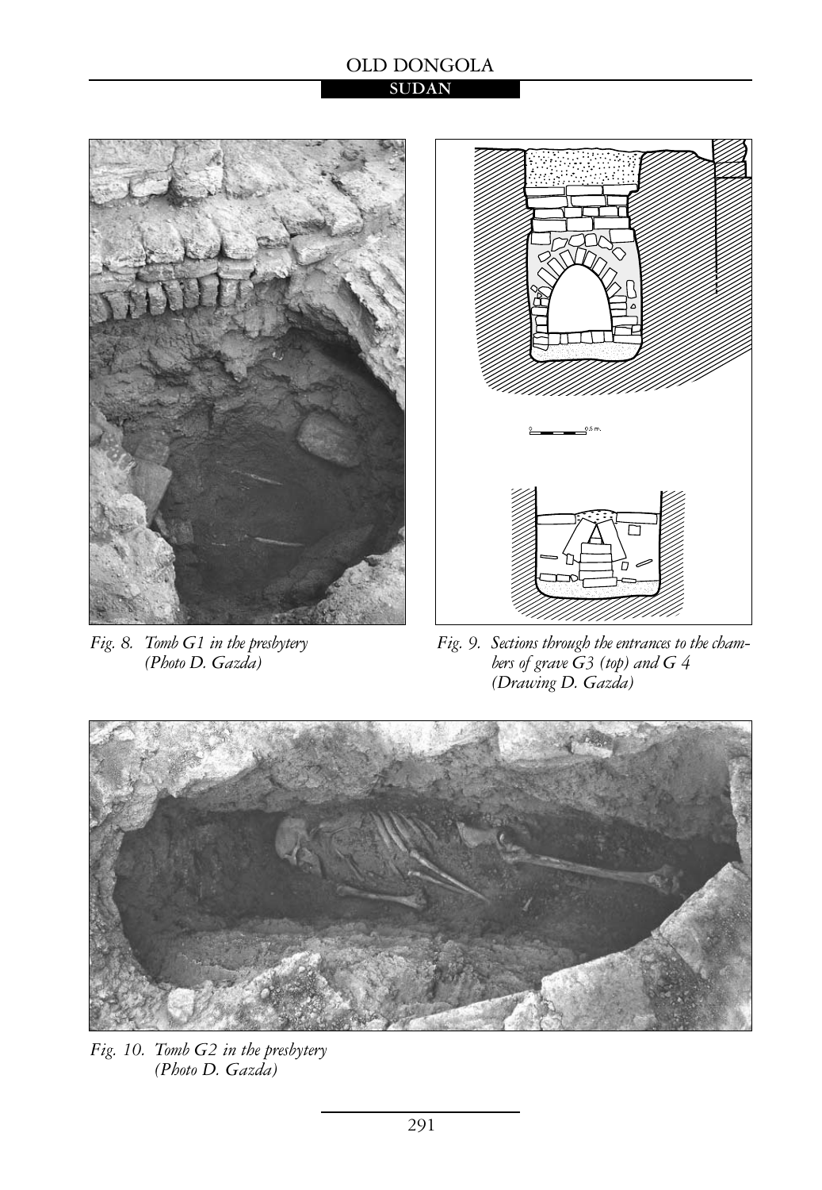Fig. 8. Tomb G1 in the presbytery (Photo D. Gazda)

Fig. 9. Sections through the entrances to the chambers of grave G3 (top) and G 4 (Drawing D. Gazda)

Fig. 10. Tomb G2 in the presbytery (Photo D. Gazda)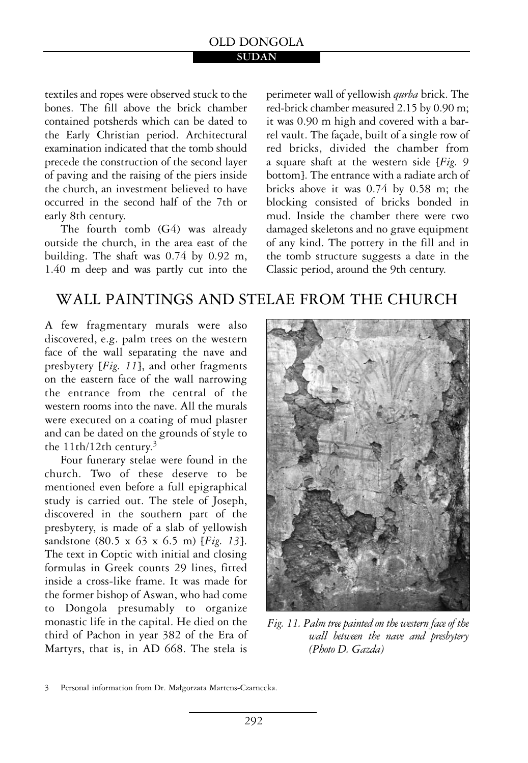textiles and ropes were observed stuck to the bones. The fill above the brick chamber contained potsherds which can be dated to the Early Christian period. Architectural examination indicated that the tomb should precede the construction of the second layer of paving and the raising of the piers inside the church, an investment believed to have occurred in the second half of the 7th or early 8th century.

The fourth tomb (G4) was already outside the church, in the area east of the building. The shaft was 0.74 by 0.92 m, 1.40 m deep and was partly cut into the perimeter wall of yellowish *qurba* brick. The red-brick chamber measured 2.15 by 0.90 m; it was 0.90 m high and covered with a barrel vault. The façade, built of a single row of red bricks, divided the chamber from a square shaft at the western side [*Fig. 9* bottom]. The entrance with a radiate arch of bricks above it was 0.74 by 0.58 m; the blocking consisted of bricks bonded in mud. Inside the chamber there were two damaged skeletons and no grave equipment of any kind. The pottery in the fill and in the tomb structure suggests a date in the Classic period, around the 9th century.

## WALL PAINTINGS AND STELAE FROM THE CHURCH

A few fragmentary murals were also discovered, e.g. palm trees on the western face of the wall separating the nave and presbytery [*Fig. 11*], and other fragments on the eastern face of the wall narrowing the entrance from the central of the western rooms into the nave. All the murals were executed on a coating of mud plaster and can be dated on the grounds of style to the 11th/12th century.[3]

*Fig. 11. Palm tree painted on the western face of the wall between the nave and presbytery (Photo D. Gazda)*

Four funerary stelae were found in the church. Two of these deserve to be mentioned even before a full epigraphical study is carried out. The stele of Joseph, discovered in the southern part of the presbytery, is made of a slab of yellowish sandstone (80.5 x 63 x 6.5 m) [*Fig. 13*]. The text in Coptic with initial and closing formulas in Greek counts 29 lines, fitted inside a cross-like frame. It was made for the former bishop of Aswan, who had come to Dongola presumably to organize monastic life in the capital. He died on the third of Pachon in year 382 of the Era of Martyrs, that is, in AD 668. The stela is

3 Personal information from Dr. Małgorzata Martens-Czarnecka.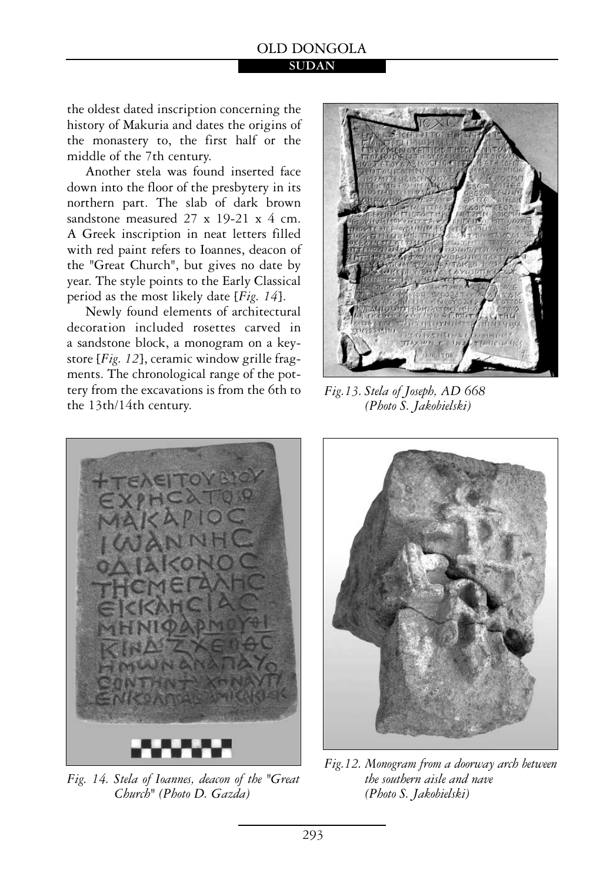the oldest dated inscription concerning the history of Makuria and dates the origins of the monastery to, the first half or the middle of the 7th century.

Another stela was found inserted face down into the floor of the presbytery in its northern part. The slab of dark brown sandstone measured 27 x 19-21 x 4 cm. A Greek inscription in neat letters filled with red paint refers to Ioannes, deacon of the "Great Church", but gives no date by year. The style points to the Early Classical period as the most likely date [*Fig. 14*].

Newly found elements of architectural decoration included rosettes carved in a sandstone block, a monogram on a keystore [*Fig. 12*], ceramic window grille fragments. The chronological range of the pottery from the excavations is from the 6th to the 13th/14th century.

*Fig.13. Stela of Joseph, AD 668 (Photo S. Jakobielski)*

*Fig. 14. Stela of Ioannes, deacon of the "Great Church" (Photo D. Gazda)*

*Fig.12. Monogram from a doorway arch between the southern aisle and nave (Photo S. Jakobielski)*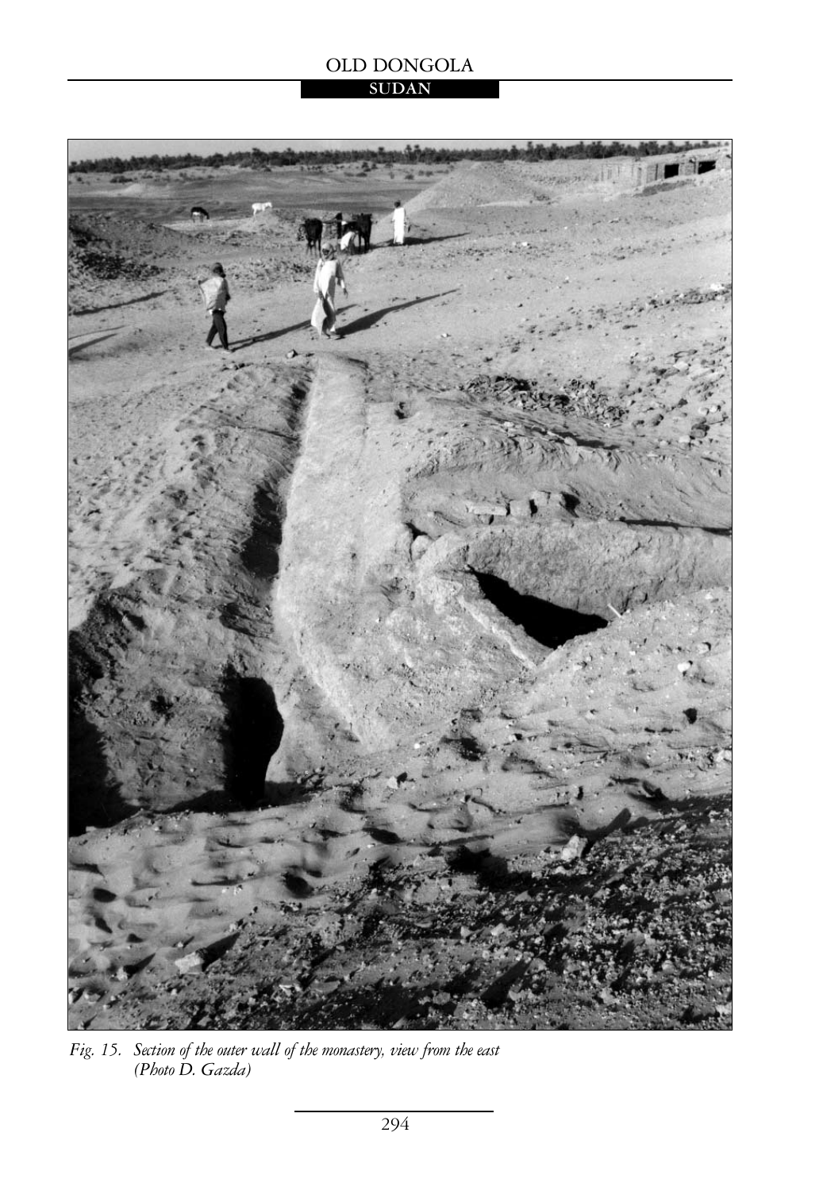*Fig. 15. Section of the outer wall of the monastery, view from the east (Photo D. Gazda)*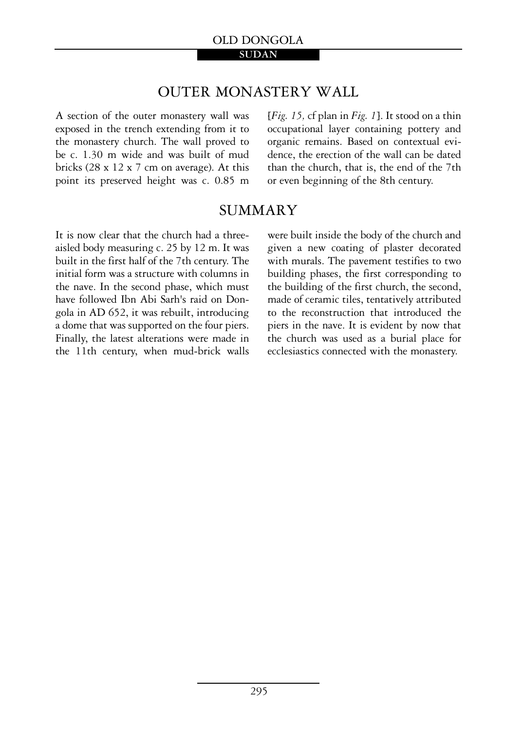## OUTER MONASTERY WALL

A section of the outer monastery wall was exposed in the trench extending from it to the monastery church. The wall proved to be c. 1.30 m wide and was built of mud bricks (28 x 12 x 7 cm on average). At this point its preserved height was c. 0.85 m [*Fig. 15,* cf plan in *Fig. 1*]. It stood on a thin occupational layer containing pottery and organic remains. Based on contextual evidence, the erection of the wall can be dated than the church, that is, the end of the 7th or even beginning of the 8th century.

## SUMMARY

It is now clear that the church had a three-aisled body measuring c. 25 by 12 m. It was built in the first half of the 7th century. The initial form was a structure with columns in the nave. In the second phase, which must have followed Ibn Abi Sarh's raid on Dongola in AD 652, it was rebuilt, introducing a dome that was supported on the four piers. Finally, the latest alterations were made in the 11th century, when mud-brick walls were built inside the body of the church and given a new coating of plaster decorated with murals. The pavement testifies to two building phases, the first corresponding to the building of the first church, the second, made of ceramic tiles, tentatively attributed to the reconstruction that introduced the piers in the nave. It is evident by now that the church was used as a burial place for ecclesiastics connected with the monastery.